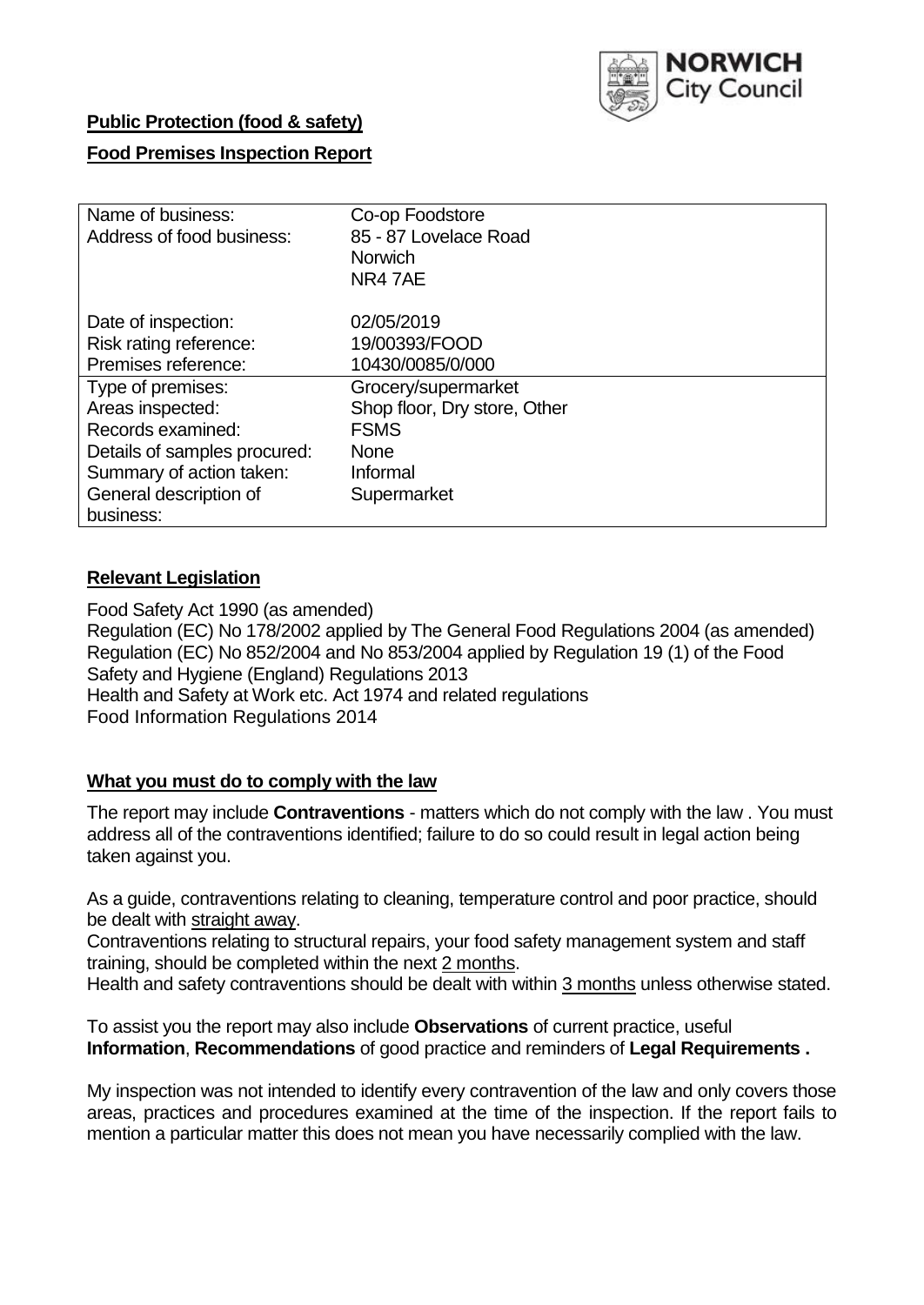NORWICH City Council

**Public Protection (food & safety)**

**Food Premises Inspection Report**

| | |
|---|---|
| Name of business: | Co-op Foodstore |
| Address of food business: | 85 - 87 Lovelace Road<br>Norwich<br>NR4 7AE |
| Date of inspection: | 02/05/2019 |
| Risk rating reference: | 19/00393/FOOD |
| Premises reference: | 10430/0085/0/000 |
| Type of premises: | Grocery/supermarket |
| Areas inspected: | Shop floor, Dry store, Other |
| Records examined: | FSMS |
| Details of samples procured: | None |
| Summary of action taken: | Informal |
| General description of business: | Supermarket |

## **Relevant Legislation**

Food Safety Act 1990 (as amended)
Regulation (EC) No 178/2002 applied by The General Food Regulations 2004 (as amended)
Regulation (EC) No 852/2004 and No 853/2004 applied by Regulation 19 (1) of the Food Safety and Hygiene (England) Regulations 2013
Health and Safety at Work etc. Act 1974 and related regulations
Food Information Regulations 2014

## **What you must do to comply with the law**

The report may include **Contraventions** - matters which do not comply with the law . You must address all of the contraventions identified; failure to do so could result in legal action being taken against you.

As a guide, contraventions relating to cleaning, temperature control and poor practice, should be dealt with straight away.
Contraventions relating to structural repairs, your food safety management system and staff training, should be completed within the next 2 months.
Health and safety contraventions should be dealt with within 3 months unless otherwise stated.

To assist you the report may also include **Observations** of current practice, useful **Information**, **Recommendations** of good practice and reminders of **Legal Requirements .**

My inspection was not intended to identify every contravention of the law and only covers those areas, practices and procedures examined at the time of the inspection. If the report fails to mention a particular matter this does not mean you have necessarily complied with the law.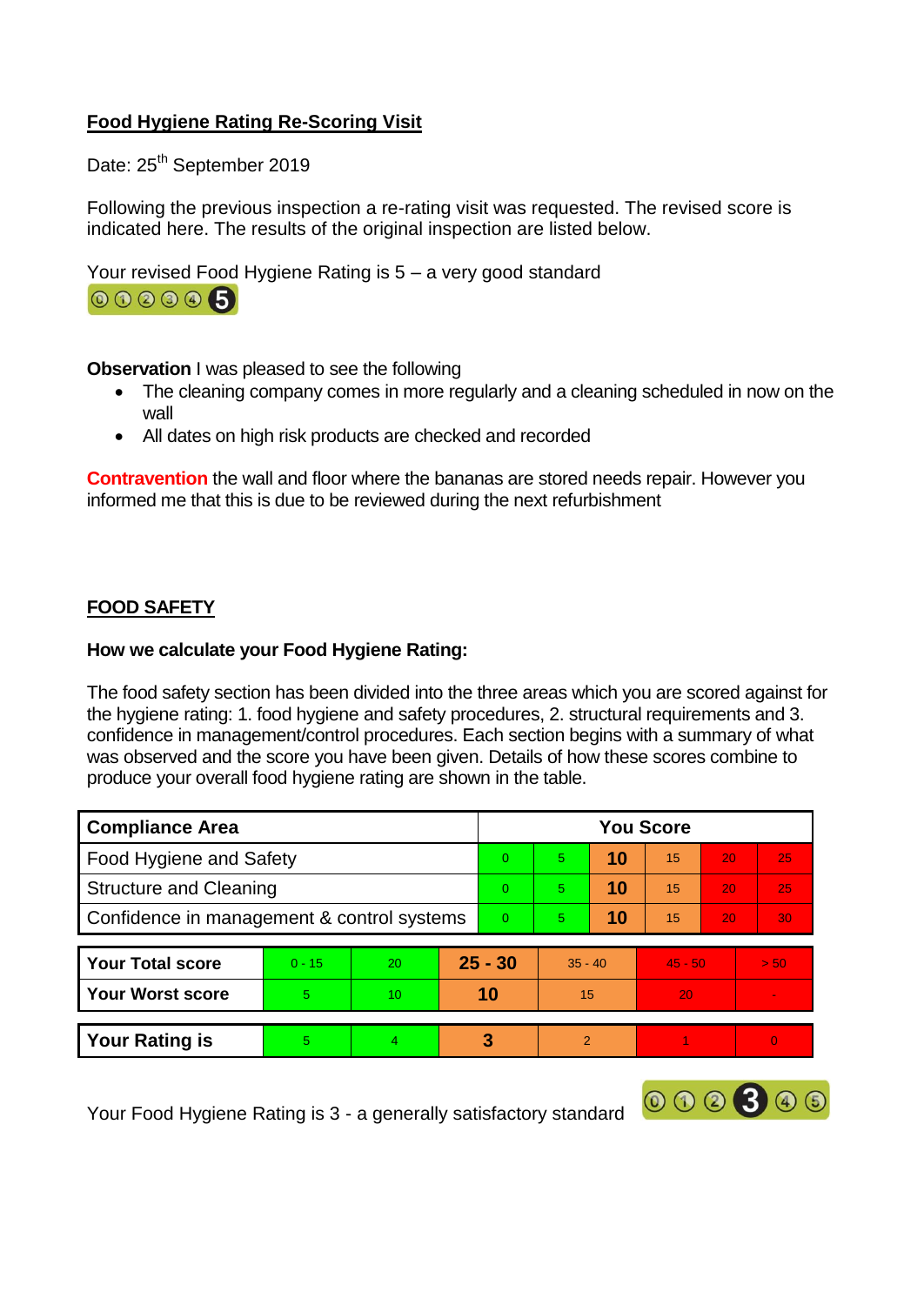**Food Hygiene Rating Re-Scoring Visit**

Date: 25th September 2019

Following the previous inspection a re-rating visit was requested. The revised score is indicated here. The results of the original inspection are listed below.

Your revised Food Hygiene Rating is 5 – a very good standard

**Observation** I was pleased to see the following

- The cleaning company comes in more regularly and a cleaning scheduled in now on the wall
- All dates on high risk products are checked and recorded

**Contravention** the wall and floor where the bananas are stored needs repair. However you informed me that this is due to be reviewed during the next refurbishment

**FOOD SAFETY**

**How we calculate your Food Hygiene Rating:**

The food safety section has been divided into the three areas which you are scored against for the hygiene rating: 1. food hygiene and safety procedures, 2. structural requirements and 3. confidence in management/control procedures. Each section begins with a summary of what was observed and the score you have been given. Details of how these scores combine to produce your overall food hygiene rating are shown in the table.

| Compliance Area | You Score | | | | | |
|---|---|---|---|---|---|---|
| Food Hygiene and Safety | 0 | 5 | **10** | 15 | 20 | 25 |
| Structure and Cleaning | 0 | 5 | **10** | 15 | 20 | 25 |
| Confidence in management & control systems | 0 | 5 | **10** | 15 | 20 | 30 |

| | | | | | | |
|---|---|---|---|---|---|---|
| **Your Total score** | 0 - 15 | 20 | **25 - 30** | 35 - 40 | 45 - 50 | > 50 |
| **Your Worst score** | 5 | 10 | **10** | 15 | 20 | - |
| **Your Rating is** | 5 | 4 | **3** | 2 | 1 | 0 |

Your Food Hygiene Rating is 3 - a generally satisfactory standard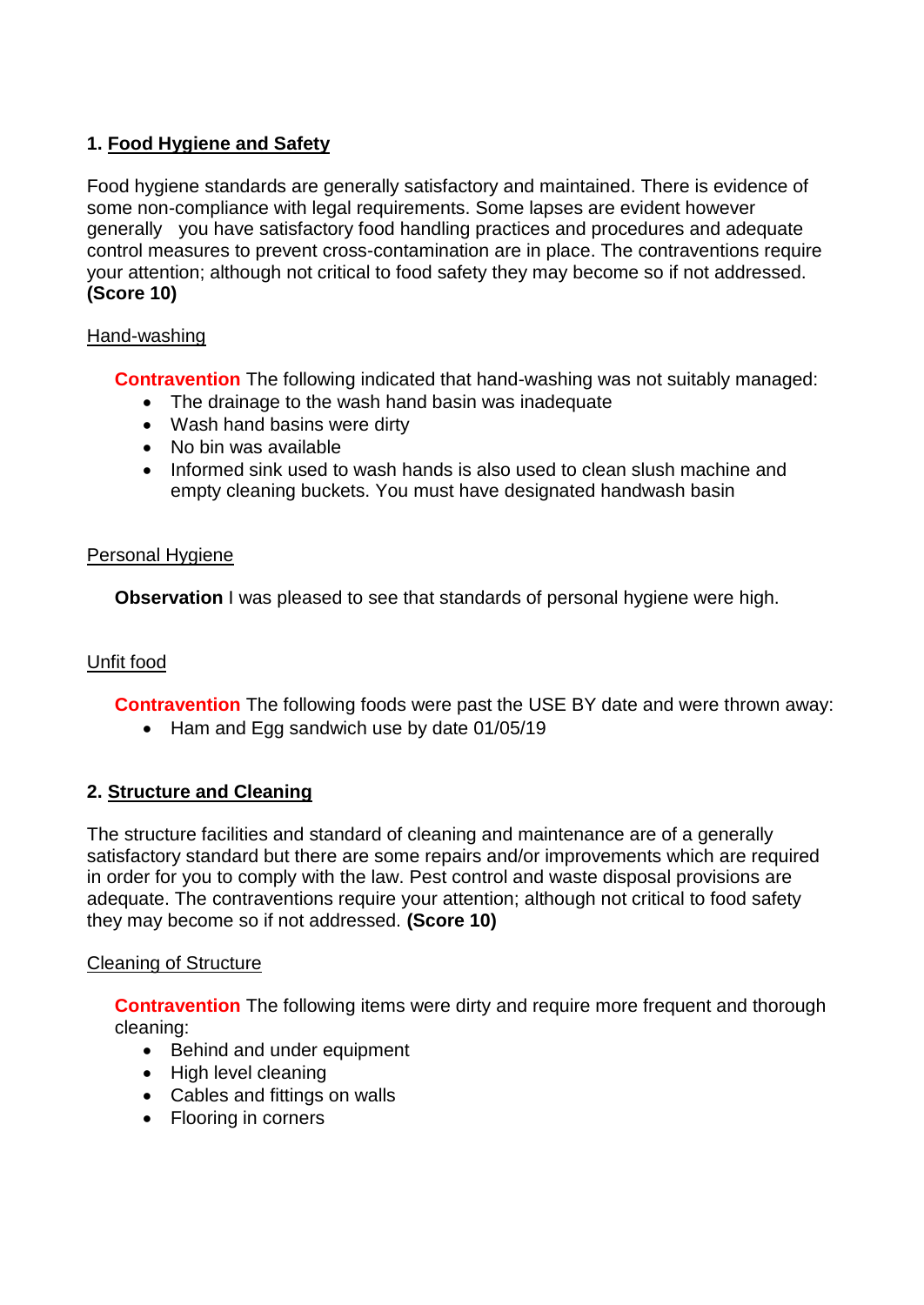## 1. Food Hygiene and Safety

Food hygiene standards are generally satisfactory and maintained. There is evidence of some non-compliance with legal requirements. Some lapses are evident however generally you have satisfactory food handling practices and procedures and adequate control measures to prevent cross-contamination are in place. The contraventions require your attention; although not critical to food safety they may become so if not addressed. **(Score 10)**

### Hand-washing

**Contravention** The following indicated that hand-washing was not suitably managed:

- The drainage to the wash hand basin was inadequate
- Wash hand basins were dirty
- No bin was available
- Informed sink used to wash hands is also used to clean slush machine and empty cleaning buckets. You must have designated handwash basin

### Personal Hygiene

**Observation** I was pleased to see that standards of personal hygiene were high.

### Unfit food

**Contravention** The following foods were past the USE BY date and were thrown away:

- Ham and Egg sandwich use by date 01/05/19

## 2. Structure and Cleaning

The structure facilities and standard of cleaning and maintenance are of a generally satisfactory standard but there are some repairs and/or improvements which are required in order for you to comply with the law. Pest control and waste disposal provisions are adequate. The contraventions require your attention; although not critical to food safety they may become so if not addressed. **(Score 10)**

### Cleaning of Structure

**Contravention** The following items were dirty and require more frequent and thorough cleaning:

- Behind and under equipment
- High level cleaning
- Cables and fittings on walls
- Flooring in corners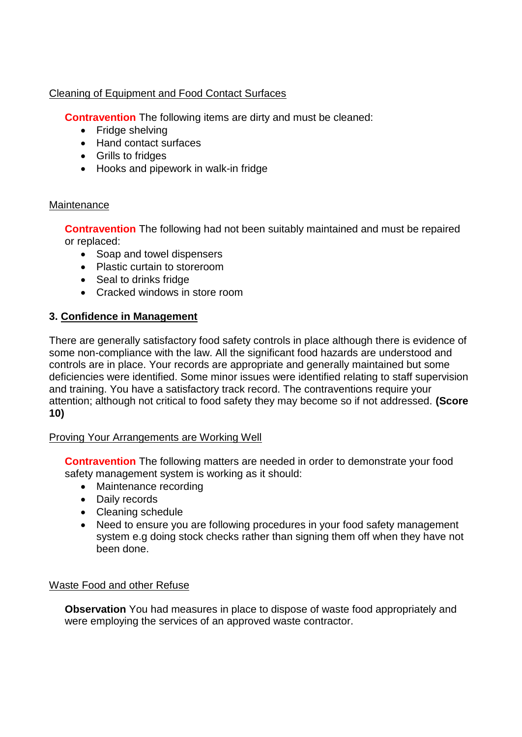Cleaning of Equipment and Food Contact Surfaces

**Contravention** The following items are dirty and must be cleaned:

- Fridge shelving
- Hand contact surfaces
- Grills to fridges
- Hooks and pipework in walk-in fridge

Maintenance

**Contravention** The following had not been suitably maintained and must be repaired or replaced:

- Soap and towel dispensers
- Plastic curtain to storeroom
- Seal to drinks fridge
- Cracked windows in store room

## 3. Confidence in Management

There are generally satisfactory food safety controls in place although there is evidence of some non-compliance with the law. All the significant food hazards are understood and controls are in place. Your records are appropriate and generally maintained but some deficiencies were identified. Some minor issues were identified relating to staff supervision and training. You have a satisfactory track record. The contraventions require your attention; although not critical to food safety they may become so if not addressed. **(Score 10)**

Proving Your Arrangements are Working Well

**Contravention** The following matters are needed in order to demonstrate your food safety management system is working as it should:

- Maintenance recording
- Daily records
- Cleaning schedule
- Need to ensure you are following procedures in your food safety management system e.g doing stock checks rather than signing them off when they have not been done.

Waste Food and other Refuse

**Observation** You had measures in place to dispose of waste food appropriately and were employing the services of an approved waste contractor.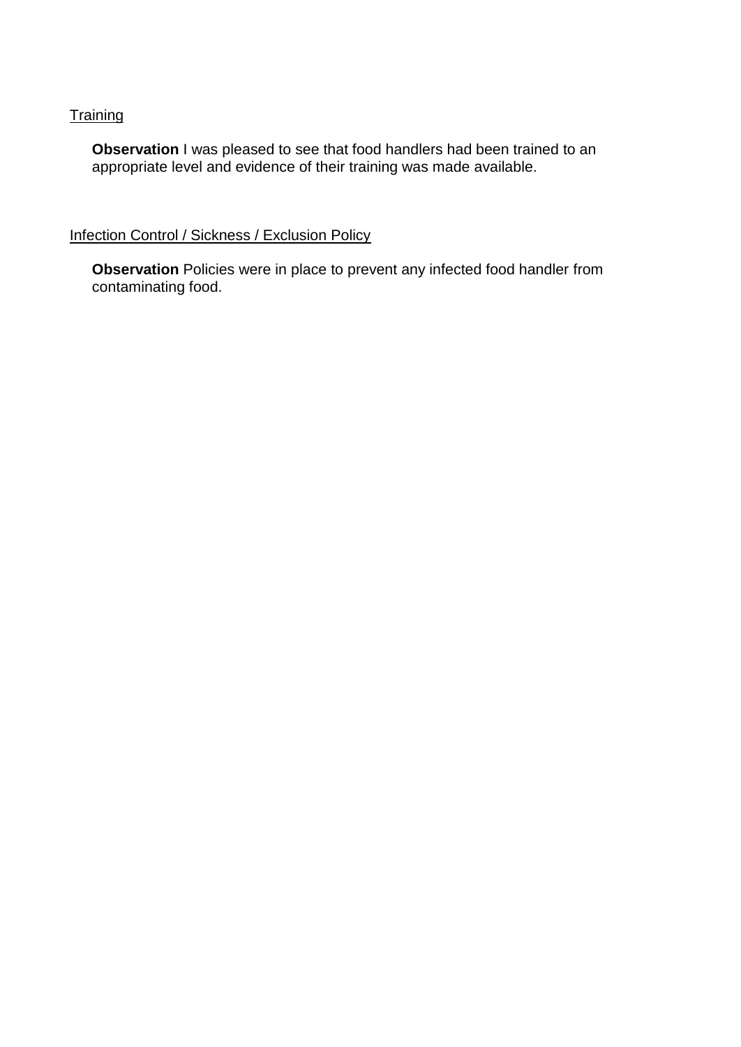Training

**Observation** I was pleased to see that food handlers had been trained to an appropriate level and evidence of their training was made available.

Infection Control / Sickness / Exclusion Policy

**Observation** Policies were in place to prevent any infected food handler from contaminating food.